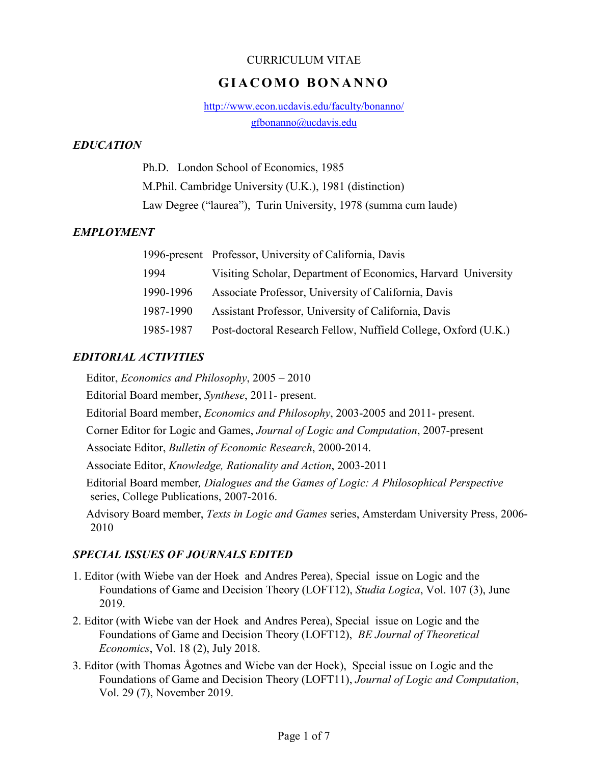CURRICULUM VITAE

# GIACOMO BONANNO

http://www.econ.ucdavis.edu/faculty/bonanno/

gfbonanno@ucdavis.edu

### *EDUCATION*

Ph.D. London School of Economics, 1985

M.Phil. Cambridge University (U.K.), 1981 (distinction)

Law Degree (“laurea”), Turin University, 1978 (summa cum laude)

### *EMPLOYMENT*

| | |
|---|---|
| 1996-present | Professor, University of California, Davis |
| 1994 | Visiting Scholar, Department of Economics, Harvard University |
| 1990-1996 | Associate Professor, University of California, Davis |
| 1987-1990 | Assistant Professor, University of California, Davis |
| 1985-1987 | Post-doctoral Research Fellow, Nuffield College, Oxford (U.K.) |

### *EDITORIAL ACTIVITIES*

Editor, *Economics and Philosophy*, 2005 – 2010

Editorial Board member, *Synthese*, 2011- present.

Editorial Board member, *Economics and Philosophy*, 2003-2005 and 2011- present.

Corner Editor for Logic and Games, *Journal of Logic and Computation*, 2007-present

Associate Editor, *Bulletin of Economic Research*, 2000-2014.

Associate Editor, *Knowledge, Rationality and Action*, 2003-2011

Editorial Board member*, Dialogues and the Games of Logic: A Philosophical Perspective* series, College Publications, 2007-2016.

Advisory Board member, *Texts in Logic and Games* series, Amsterdam University Press, 2006-2010

### *SPECIAL ISSUES OF JOURNALS EDITED*

1. Editor (with Wiebe van der Hoek and Andres Perea), Special issue on Logic and the Foundations of Game and Decision Theory (LOFT12), *Studia Logica*, Vol. 107 (3), June 2019.
2. Editor (with Wiebe van der Hoek and Andres Perea), Special issue on Logic and the Foundations of Game and Decision Theory (LOFT12), *BE Journal of Theoretical Economics*, Vol. 18 (2), July 2018.
3. Editor (with Thomas Ågotnes and Wiebe van der Hoek), Special issue on Logic and the Foundations of Game and Decision Theory (LOFT11), *Journal of Logic and Computation*, Vol. 29 (7), November 2019.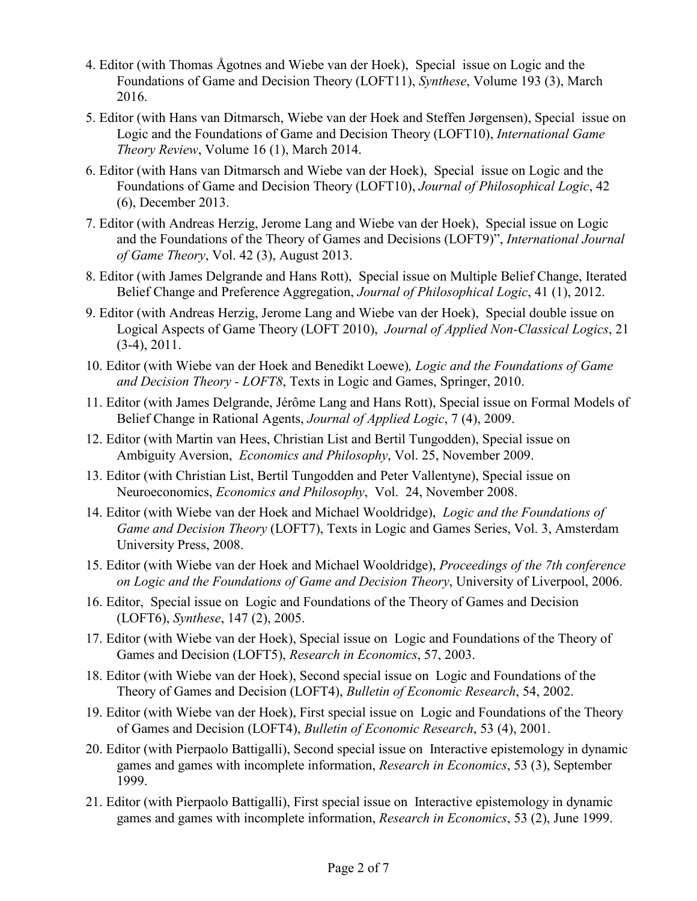4. Editor (with Thomas Ågotnes and Wiebe van der Hoek), Special issue on Logic and the Foundations of Game and Decision Theory (LOFT11), *Synthese*, Volume 193 (3), March 2016.

5. Editor (with Hans van Ditmarsch, Wiebe van der Hoek and Steffen Jørgensen), Special issue on Logic and the Foundations of Game and Decision Theory (LOFT10), *International Game Theory Review*, Volume 16 (1), March 2014.

6. Editor (with Hans van Ditmarsch and Wiebe van der Hoek), Special issue on Logic and the Foundations of Game and Decision Theory (LOFT10), *Journal of Philosophical Logic*, 42 (6), December 2013.

7. Editor (with Andreas Herzig, Jerome Lang and Wiebe van der Hoek), Special issue on Logic and the Foundations of the Theory of Games and Decisions (LOFT9)", *International Journal of Game Theory*, Vol. 42 (3), August 2013.

8. Editor (with James Delgrande and Hans Rott), Special issue on Multiple Belief Change, Iterated Belief Change and Preference Aggregation, *Journal of Philosophical Logic*, 41 (1), 2012.

9. Editor (with Andreas Herzig, Jerome Lang and Wiebe van der Hoek), Special double issue on Logical Aspects of Game Theory (LOFT 2010), *Journal of Applied Non-Classical Logics*, 21 (3-4), 2011.

10. Editor (with Wiebe van der Hoek and Benedikt Loewe), *Logic and the Foundations of Game and Decision Theory - LOFT8*, Texts in Logic and Games, Springer, 2010.

11. Editor (with James Delgrande, Jérôme Lang and Hans Rott), Special issue on Formal Models of Belief Change in Rational Agents, *Journal of Applied Logic*, 7 (4), 2009.

12. Editor (with Martin van Hees, Christian List and Bertil Tungodden), Special issue on Ambiguity Aversion, *Economics and Philosophy*, Vol. 25, November 2009.

13. Editor (with Christian List, Bertil Tungodden and Peter Vallentyne), Special issue on Neuroeconomics, *Economics and Philosophy*, Vol. 24, November 2008.

14. Editor (with Wiebe van der Hoek and Michael Wooldridge), *Logic and the Foundations of Game and Decision Theory* (LOFT7), Texts in Logic and Games Series, Vol. 3, Amsterdam University Press, 2008.

15. Editor (with Wiebe van der Hoek and Michael Wooldridge), *Proceedings of the 7th conference on Logic and the Foundations of Game and Decision Theory*, University of Liverpool, 2006.

16. Editor, Special issue on Logic and Foundations of the Theory of Games and Decision (LOFT6), *Synthese*, 147 (2), 2005.

17. Editor (with Wiebe van der Hoek), Special issue on Logic and Foundations of the Theory of Games and Decision (LOFT5), *Research in Economics*, 57, 2003.

18. Editor (with Wiebe van der Hoek), Second special issue on Logic and Foundations of the Theory of Games and Decision (LOFT4), *Bulletin of Economic Research*, 54, 2002.

19. Editor (with Wiebe van der Hoek), First special issue on Logic and Foundations of the Theory of Games and Decision (LOFT4), *Bulletin of Economic Research*, 53 (4), 2001.

20. Editor (with Pierpaolo Battigalli), Second special issue on Interactive epistemology in dynamic games and games with incomplete information, *Research in Economics*, 53 (3), September 1999.

21. Editor (with Pierpaolo Battigalli), First special issue on Interactive epistemology in dynamic games and games with incomplete information, *Research in Economics*, 53 (2), June 1999.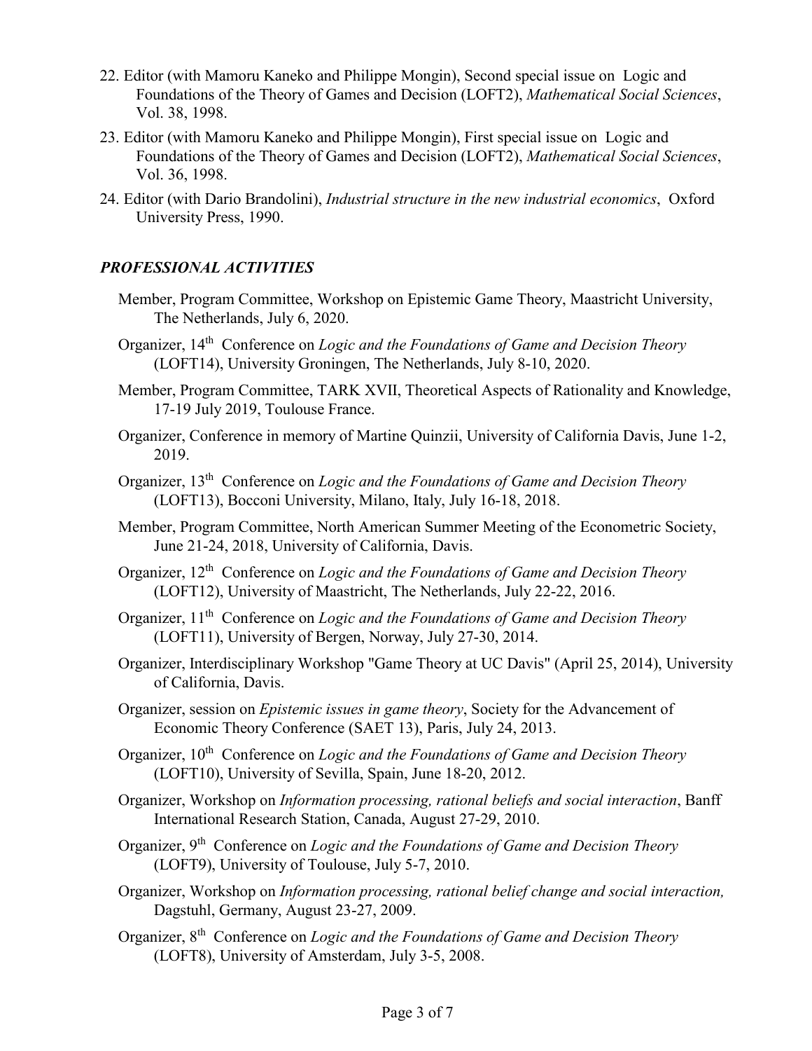22. Editor (with Mamoru Kaneko and Philippe Mongin), Second special issue on Logic and Foundations of the Theory of Games and Decision (LOFT2), *Mathematical Social Sciences*, Vol. 38, 1998.
23. Editor (with Mamoru Kaneko and Philippe Mongin), First special issue on Logic and Foundations of the Theory of Games and Decision (LOFT2), *Mathematical Social Sciences*, Vol. 36, 1998.
24. Editor (with Dario Brandolini), *Industrial structure in the new industrial economics*, Oxford University Press, 1990.

### *PROFESSIONAL ACTIVITIES*

Member, Program Committee, Workshop on Epistemic Game Theory, Maastricht University, The Netherlands, July 6, 2020.

Organizer, 14th Conference on *Logic and the Foundations of Game and Decision Theory* (LOFT14), University Groningen, The Netherlands, July 8-10, 2020.

Member, Program Committee, TARK XVII, Theoretical Aspects of Rationality and Knowledge, 17-19 July 2019, Toulouse France.

Organizer, Conference in memory of Martine Quinzii, University of California Davis, June 1-2, 2019.

Organizer, 13th Conference on *Logic and the Foundations of Game and Decision Theory* (LOFT13), Bocconi University, Milano, Italy, July 16-18, 2018.

Member, Program Committee, North American Summer Meeting of the Econometric Society, June 21-24, 2018, University of California, Davis.

Organizer, 12th Conference on *Logic and the Foundations of Game and Decision Theory* (LOFT12), University of Maastricht, The Netherlands, July 22-22, 2016.

Organizer, 11th Conference on *Logic and the Foundations of Game and Decision Theory* (LOFT11), University of Bergen, Norway, July 27-30, 2014.

Organizer, Interdisciplinary Workshop "Game Theory at UC Davis" (April 25, 2014), University of California, Davis.

Organizer, session on *Epistemic issues in game theory*, Society for the Advancement of Economic Theory Conference (SAET 13), Paris, July 24, 2013.

Organizer, 10th Conference on *Logic and the Foundations of Game and Decision Theory* (LOFT10), University of Sevilla, Spain, June 18-20, 2012.

Organizer, Workshop on *Information processing, rational beliefs and social interaction*, Banff International Research Station, Canada, August 27-29, 2010.

Organizer, 9th Conference on *Logic and the Foundations of Game and Decision Theory* (LOFT9), University of Toulouse, July 5-7, 2010.

Organizer, Workshop on *Information processing, rational belief change and social interaction,* Dagstuhl, Germany, August 23-27, 2009.

Organizer, 8th Conference on *Logic and the Foundations of Game and Decision Theory* (LOFT8), University of Amsterdam, July 3-5, 2008.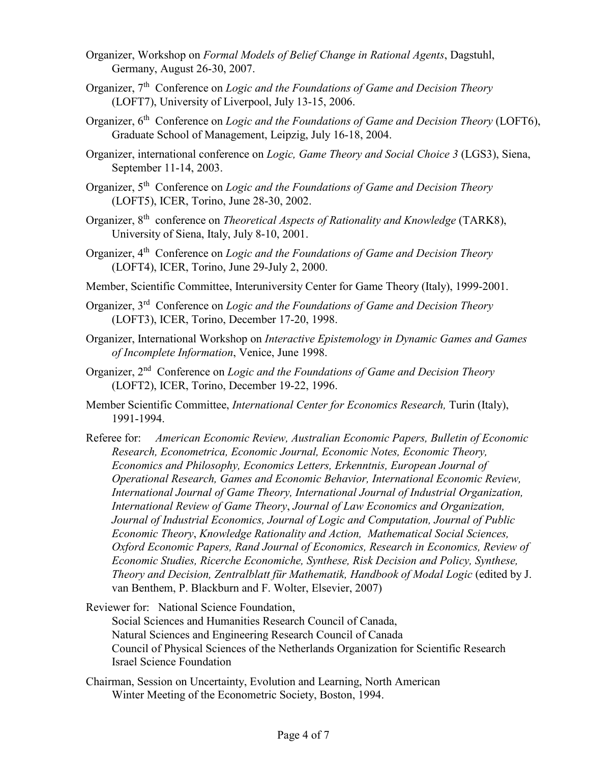Organizer, Workshop on *Formal Models of Belief Change in Rational Agents*, Dagstuhl, Germany, August 26-30, 2007.

Organizer, 7th Conference on *Logic and the Foundations of Game and Decision Theory* (LOFT7), University of Liverpool, July 13-15, 2006.

Organizer, 6th Conference on *Logic and the Foundations of Game and Decision Theory* (LOFT6), Graduate School of Management, Leipzig, July 16-18, 2004.

Organizer, international conference on *Logic, Game Theory and Social Choice 3* (LGS3), Siena, September 11-14, 2003.

Organizer, 5th Conference on *Logic and the Foundations of Game and Decision Theory* (LOFT5), ICER, Torino, June 28-30, 2002.

Organizer, 8th conference on *Theoretical Aspects of Rationality and Knowledge* (TARK8), University of Siena, Italy, July 8-10, 2001.

Organizer, 4th Conference on *Logic and the Foundations of Game and Decision Theory* (LOFT4), ICER, Torino, June 29-July 2, 2000.

Member, Scientific Committee, Interuniversity Center for Game Theory (Italy), 1999-2001.

Organizer, 3rd Conference on *Logic and the Foundations of Game and Decision Theory* (LOFT3), ICER, Torino, December 17-20, 1998.

Organizer, International Workshop on *Interactive Epistemology in Dynamic Games and Games of Incomplete Information*, Venice, June 1998.

Organizer, 2nd Conference on *Logic and the Foundations of Game and Decision Theory* (LOFT2), ICER, Torino, December 19-22, 1996.

Member Scientific Committee, *International Center for Economics Research,* Turin (Italy), 1991-1994.

Referee for: *American Economic Review, Australian Economic Papers, Bulletin of Economic Research, Econometrica, Economic Journal, Economic Notes, Economic Theory, Economics and Philosophy, Economics Letters, Erkenntnis, European Journal of Operational Research, Games and Economic Behavior, International Economic Review, International Journal of Game Theory, International Journal of Industrial Organization, International Review of Game Theory*, *Journal of Law Economics and Organization, Journal of Industrial Economics, Journal of Logic and Computation, Journal of Public Economic Theory*, *Knowledge Rationality and Action, Mathematical Social Sciences, Oxford Economic Papers, Rand Journal of Economics, Research in Economics, Review of Economic Studies, Ricerche Economiche, Synthese, Risk Decision and Policy, Synthese, Theory and Decision, Zentralblatt für Mathematik, Handbook of Modal Logic* (edited by J. van Benthem, P. Blackburn and F. Wolter, Elsevier, 2007)

Reviewer for: National Science Foundation,
Social Sciences and Humanities Research Council of Canada,
Natural Sciences and Engineering Research Council of Canada
Council of Physical Sciences of the Netherlands Organization for Scientific Research
Israel Science Foundation

Chairman, Session on Uncertainty, Evolution and Learning, North American Winter Meeting of the Econometric Society, Boston, 1994.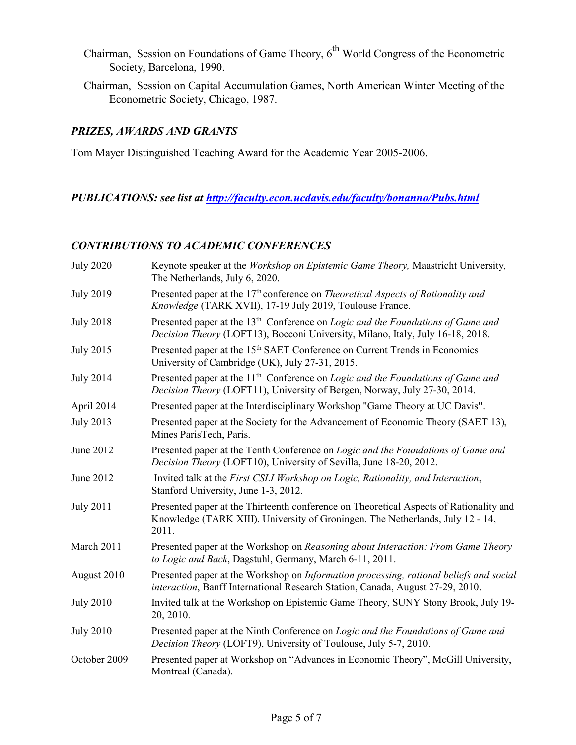Chairman, Session on Foundations of Game Theory, 6th World Congress of the Econometric Society, Barcelona, 1990.

Chairman, Session on Capital Accumulation Games, North American Winter Meeting of the Econometric Society, Chicago, 1987.

### *PRIZES, AWARDS AND GRANTS*

Tom Mayer Distinguished Teaching Award for the Academic Year 2005-2006.

### *PUBLICATIONS: see list at [http://faculty.econ.ucdavis.edu/faculty/bonanno/Pubs.html](http://faculty.econ.ucdavis.edu/faculty/bonanno/Pubs.html)*

### *CONTRIBUTIONS TO ACADEMIC CONFERENCES*

| | |
|---|---|
| July 2020 | Keynote speaker at the *Workshop on Epistemic Game Theory,* Maastricht University, The Netherlands, July 6, 2020. |
| July 2019 | Presented paper at the 17th conference on *Theoretical Aspects of Rationality and Knowledge* (TARK XVII), 17-19 July 2019, Toulouse France. |
| July 2018 | Presented paper at the 13th Conference on *Logic and the Foundations of Game and Decision Theory* (LOFT13), Bocconi University, Milano, Italy, July 16-18, 2018. |
| July 2015 | Presented paper at the 15th SAET Conference on Current Trends in Economics University of Cambridge (UK), July 27-31, 2015. |
| July 2014 | Presented paper at the 11th Conference on *Logic and the Foundations of Game and Decision Theory* (LOFT11), University of Bergen, Norway, July 27-30, 2014. |
| April 2014 | Presented paper at the Interdisciplinary Workshop "Game Theory at UC Davis". |
| July 2013 | Presented paper at the Society for the Advancement of Economic Theory (SAET 13), Mines ParisTech, Paris. |
| June 2012 | Presented paper at the Tenth Conference on *Logic and the Foundations of Game and Decision Theory* (LOFT10), University of Sevilla, June 18-20, 2012. |
| June 2012 | Invited talk at the *First CSLI Workshop on Logic, Rationality, and Interaction*, Stanford University, June 1-3, 2012. |
| July 2011 | Presented paper at the Thirteenth conference on Theoretical Aspects of Rationality and Knowledge (TARK XIII), University of Groningen, The Netherlands, July 12 - 14, 2011. |
| March 2011 | Presented paper at the Workshop on *Reasoning about Interaction: From Game Theory to Logic and Back*, Dagstuhl, Germany, March 6-11, 2011. |
| August 2010 | Presented paper at the Workshop on *Information processing, rational beliefs and social interaction*, Banff International Research Station, Canada, August 27-29, 2010. |
| July 2010 | Invited talk at the Workshop on Epistemic Game Theory, SUNY Stony Brook, July 19-20, 2010. |
| July 2010 | Presented paper at the Ninth Conference on *Logic and the Foundations of Game and Decision Theory* (LOFT9), University of Toulouse, July 5-7, 2010. |
| October 2009 | Presented paper at Workshop on "Advances in Economic Theory", McGill University, Montreal (Canada). |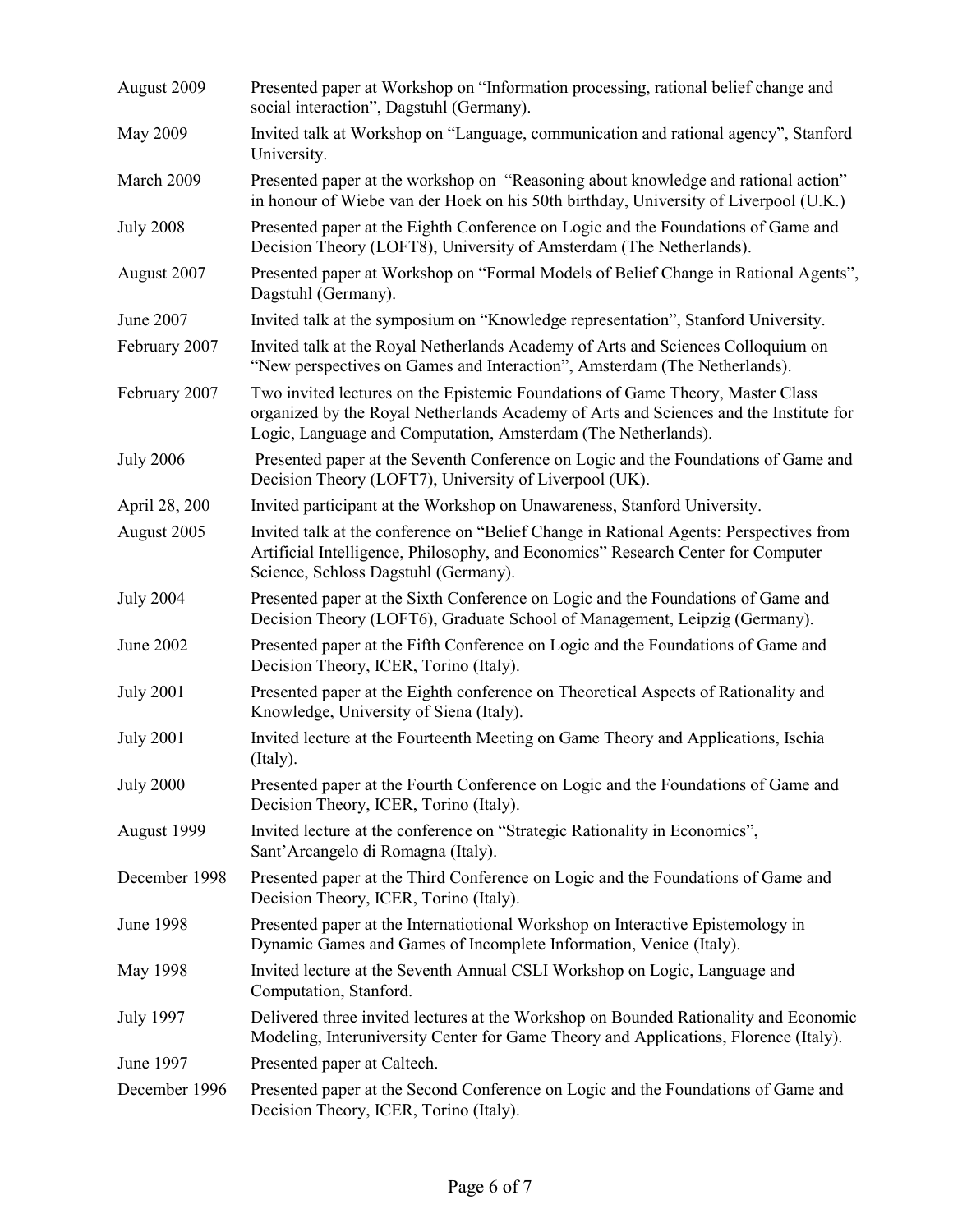| | |
|---|---|
| August 2009 | Presented paper at Workshop on "Information processing, rational belief change and social interaction", Dagstuhl (Germany). |
| May 2009 | Invited talk at Workshop on "Language, communication and rational agency", Stanford University. |
| March 2009 | Presented paper at the workshop on "Reasoning about knowledge and rational action" in honour of Wiebe van der Hoek on his 50th birthday, University of Liverpool (U.K.) |
| July 2008 | Presented paper at the Eighth Conference on Logic and the Foundations of Game and Decision Theory (LOFT8), University of Amsterdam (The Netherlands). |
| August 2007 | Presented paper at Workshop on "Formal Models of Belief Change in Rational Agents", Dagstuhl (Germany). |
| June 2007 | Invited talk at the symposium on "Knowledge representation", Stanford University. |
| February 2007 | Invited talk at the Royal Netherlands Academy of Arts and Sciences Colloquium on "New perspectives on Games and Interaction", Amsterdam (The Netherlands). |
| February 2007 | Two invited lectures on the Epistemic Foundations of Game Theory, Master Class organized by the Royal Netherlands Academy of Arts and Sciences and the Institute for Logic, Language and Computation, Amsterdam (The Netherlands). |
| July 2006 | Presented paper at the Seventh Conference on Logic and the Foundations of Game and Decision Theory (LOFT7), University of Liverpool (UK). |
| April 28, 200 | Invited participant at the Workshop on Unawareness, Stanford University. |
| August 2005 | Invited talk at the conference on "Belief Change in Rational Agents: Perspectives from Artificial Intelligence, Philosophy, and Economics" Research Center for Computer Science, Schloss Dagstuhl (Germany). |
| July 2004 | Presented paper at the Sixth Conference on Logic and the Foundations of Game and Decision Theory (LOFT6), Graduate School of Management, Leipzig (Germany). |
| June 2002 | Presented paper at the Fifth Conference on Logic and the Foundations of Game and Decision Theory, ICER, Torino (Italy). |
| July 2001 | Presented paper at the Eighth conference on Theoretical Aspects of Rationality and Knowledge, University of Siena (Italy). |
| July 2001 | Invited lecture at the Fourteenth Meeting on Game Theory and Applications, Ischia (Italy). |
| July 2000 | Presented paper at the Fourth Conference on Logic and the Foundations of Game and Decision Theory, ICER, Torino (Italy). |
| August 1999 | Invited lecture at the conference on "Strategic Rationality in Economics", Sant'Arcangelo di Romagna (Italy). |
| December 1998 | Presented paper at the Third Conference on Logic and the Foundations of Game and Decision Theory, ICER, Torino (Italy). |
| June 1998 | Presented paper at the Internatiotional Workshop on Interactive Epistemology in Dynamic Games and Games of Incomplete Information, Venice (Italy). |
| May 1998 | Invited lecture at the Seventh Annual CSLI Workshop on Logic, Language and Computation, Stanford. |
| July 1997 | Delivered three invited lectures at the Workshop on Bounded Rationality and Economic Modeling, Interuniversity Center for Game Theory and Applications, Florence (Italy). |
| June 1997 | Presented paper at Caltech. |
| December 1996 | Presented paper at the Second Conference on Logic and the Foundations of Game and Decision Theory, ICER, Torino (Italy). |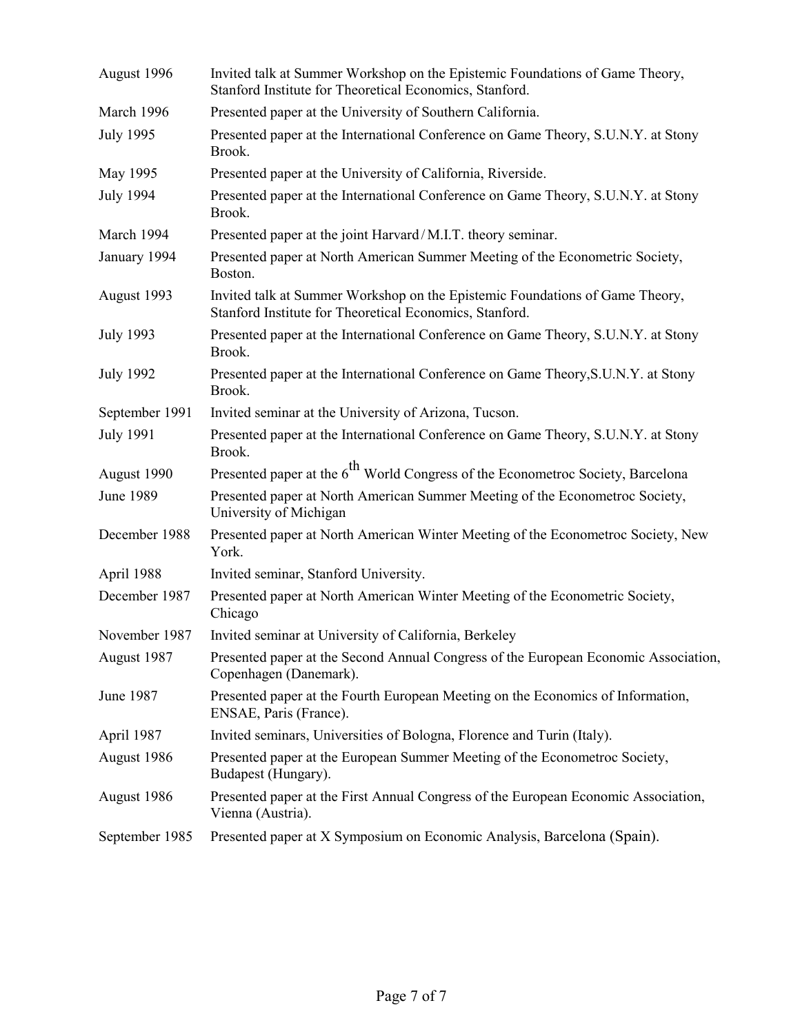| | |
|---|---|
| August 1996 | Invited talk at Summer Workshop on the Epistemic Foundations of Game Theory, Stanford Institute for Theoretical Economics, Stanford. |
| March 1996 | Presented paper at the University of Southern California. |
| July 1995 | Presented paper at the International Conference on Game Theory, S.U.N.Y. at Stony Brook. |
| May 1995 | Presented paper at the University of California, Riverside. |
| July 1994 | Presented paper at the International Conference on Game Theory, S.U.N.Y. at Stony Brook. |
| March 1994 | Presented paper at the joint Harvard / M.I.T. theory seminar. |
| January 1994 | Presented paper at North American Summer Meeting of the Econometric Society, Boston. |
| August 1993 | Invited talk at Summer Workshop on the Epistemic Foundations of Game Theory, Stanford Institute for Theoretical Economics, Stanford. |
| July 1993 | Presented paper at the International Conference on Game Theory, S.U.N.Y. at Stony Brook. |
| July 1992 | Presented paper at the International Conference on Game Theory,S.U.N.Y. at Stony Brook. |
| September 1991 | Invited seminar at the University of Arizona, Tucson. |
| July 1991 | Presented paper at the International Conference on Game Theory, S.U.N.Y. at Stony Brook. |
| August 1990 | Presented paper at the 6th World Congress of the Econometroc Society, Barcelona |
| June 1989 | Presented paper at North American Summer Meeting of the Econometroc Society, University of Michigan |
| December 1988 | Presented paper at North American Winter Meeting of the Econometroc Society, New York. |
| April 1988 | Invited seminar, Stanford University. |
| December 1987 | Presented paper at North American Winter Meeting of the Econometric Society, Chicago |
| November 1987 | Invited seminar at University of California, Berkeley |
| August 1987 | Presented paper at the Second Annual Congress of the European Economic Association, Copenhagen (Danemark). |
| June 1987 | Presented paper at the Fourth European Meeting on the Economics of Information, ENSAE, Paris (France). |
| April 1987 | Invited seminars, Universities of Bologna, Florence and Turin (Italy). |
| August 1986 | Presented paper at the European Summer Meeting of the Econometroc Society, Budapest (Hungary). |
| August 1986 | Presented paper at the First Annual Congress of the European Economic Association, Vienna (Austria). |
| September 1985 | Presented paper at X Symposium on Economic Analysis, Barcelona (Spain). |